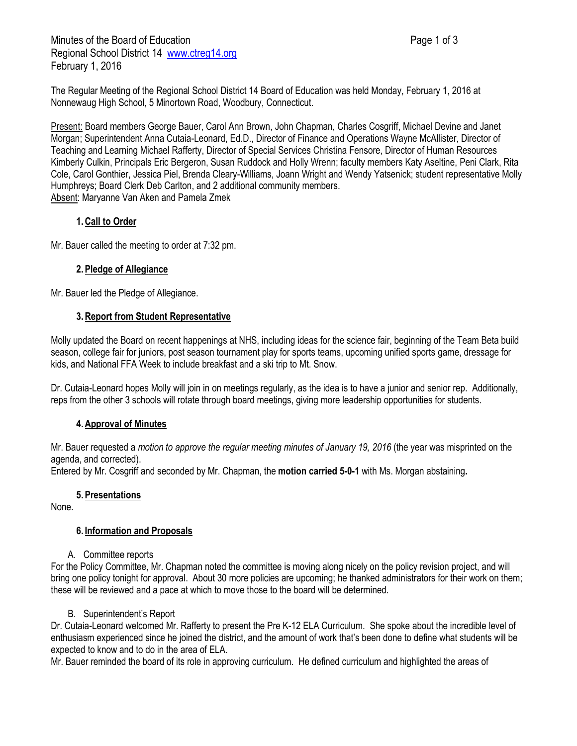Minutes of the Board of Education
Regional School District 14 [www.ctreg14.org](http://www.ctreg14.org)
February 1, 2016

The Regular Meeting of the Regional School District 14 Board of Education was held Monday, February 1, 2016 at Nonnewaug High School, 5 Minortown Road, Woodbury, Connecticut.

Present: Board members George Bauer, Carol Ann Brown, John Chapman, Charles Cosgriff, Michael Devine and Janet Morgan; Superintendent Anna Cutaia-Leonard, Ed.D., Director of Finance and Operations Wayne McAllister, Director of Teaching and Learning Michael Rafferty, Director of Special Services Christina Fensore, Director of Human Resources Kimberly Culkin, Principals Eric Bergeron, Susan Ruddock and Holly Wrenn; faculty members Katy Aseltine, Peni Clark, Rita Cole, Carol Gonthier, Jessica Piel, Brenda Cleary-Williams, Joann Wright and Wendy Yatsenick; student representative Molly Humphreys; Board Clerk Deb Carlton, and 2 additional community members.
Absent: Maryanne Van Aken and Pamela Zmek

## 1. Call to Order

Mr. Bauer called the meeting to order at 7:32 pm.

## 2. Pledge of Allegiance

Mr. Bauer led the Pledge of Allegiance.

## 3. Report from Student Representative

Molly updated the Board on recent happenings at NHS, including ideas for the science fair, beginning of the Team Beta build season, college fair for juniors, post season tournament play for sports teams, upcoming unified sports game, dressage for kids, and National FFA Week to include breakfast and a ski trip to Mt. Snow.

Dr. Cutaia-Leonard hopes Molly will join in on meetings regularly, as the idea is to have a junior and senior rep. Additionally, reps from the other 3 schools will rotate through board meetings, giving more leadership opportunities for students.

## 4. Approval of Minutes

Mr. Bauer requested a *motion to approve the regular meeting minutes of January 19, 2016* (the year was misprinted on the agenda, and corrected).
Entered by Mr. Cosgriff and seconded by Mr. Chapman, the **motion carried 5-0-1** with Ms. Morgan abstaining**.**

## 5. Presentations

None.

## 6. Information and Proposals

A. Committee reports

For the Policy Committee, Mr. Chapman noted the committee is moving along nicely on the policy revision project, and will bring one policy tonight for approval. About 30 more policies are upcoming; he thanked administrators for their work on them; these will be reviewed and a pace at which to move those to the board will be determined.

B. Superintendent's Report

Dr. Cutaia-Leonard welcomed Mr. Rafferty to present the Pre K-12 ELA Curriculum. She spoke about the incredible level of enthusiasm experienced since he joined the district, and the amount of work that's been done to define what students will be expected to know and to do in the area of ELA.
Mr. Bauer reminded the board of its role in approving curriculum. He defined curriculum and highlighted the areas of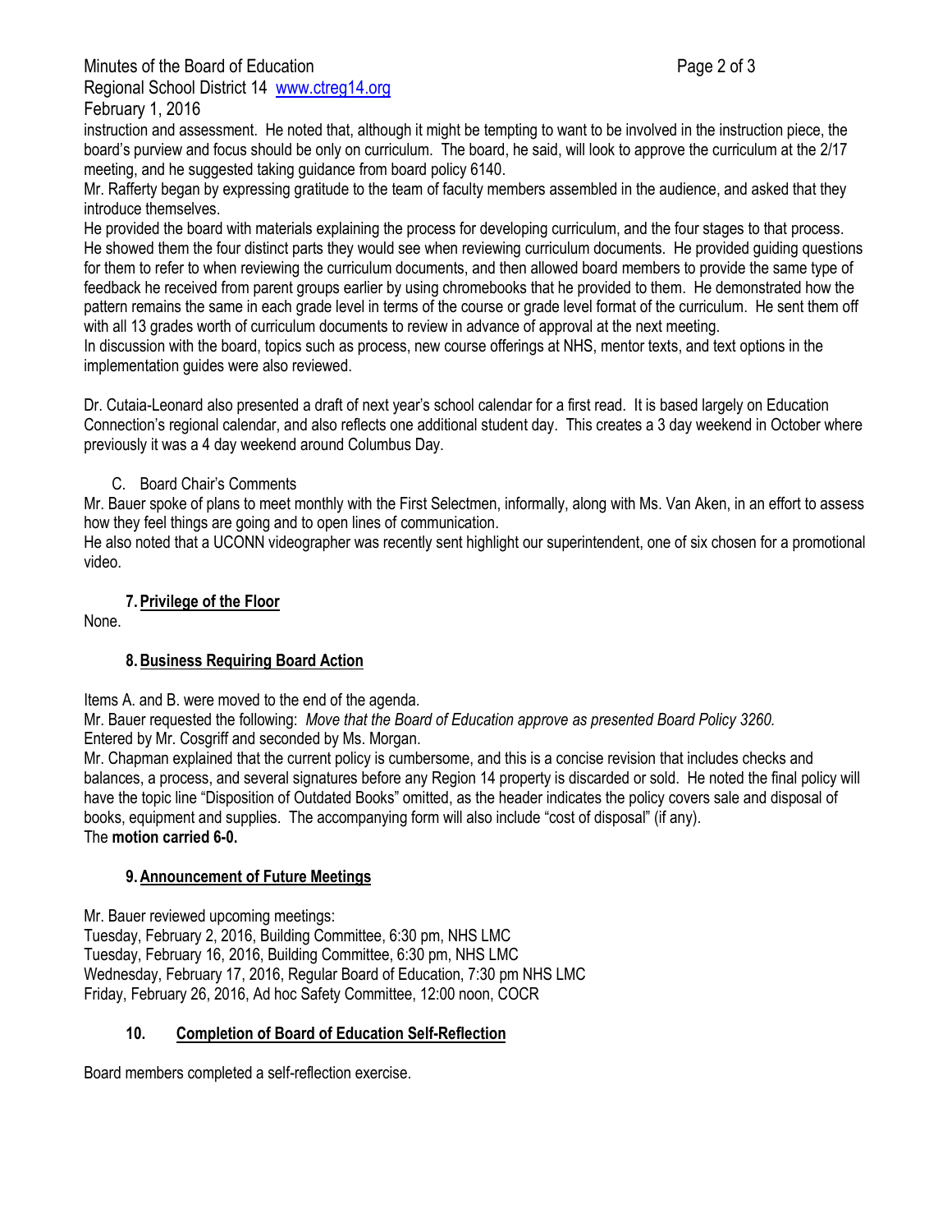instruction and assessment. He noted that, although it might be tempting to want to be involved in the instruction piece, the board's purview and focus should be only on curriculum. The board, he said, will look to approve the curriculum at the 2/17 meeting, and he suggested taking guidance from board policy 6140.

Mr. Rafferty began by expressing gratitude to the team of faculty members assembled in the audience, and asked that they introduce themselves.

He provided the board with materials explaining the process for developing curriculum, and the four stages to that process. He showed them the four distinct parts they would see when reviewing curriculum documents. He provided guiding questions for them to refer to when reviewing the curriculum documents, and then allowed board members to provide the same type of feedback he received from parent groups earlier by using chromebooks that he provided to them. He demonstrated how the pattern remains the same in each grade level in terms of the course or grade level format of the curriculum. He sent them off with all 13 grades worth of curriculum documents to review in advance of approval at the next meeting.

In discussion with the board, topics such as process, new course offerings at NHS, mentor texts, and text options in the implementation guides were also reviewed.

Dr. Cutaia-Leonard also presented a draft of next year's school calendar for a first read. It is based largely on Education Connection's regional calendar, and also reflects one additional student day. This creates a 3 day weekend in October where previously it was a 4 day weekend around Columbus Day.

C. Board Chair's Comments

Mr. Bauer spoke of plans to meet monthly with the First Selectmen, informally, along with Ms. Van Aken, in an effort to assess how they feel things are going and to open lines of communication.

He also noted that a UCONN videographer was recently sent highlight our superintendent, one of six chosen for a promotional video.

## 7. Privilege of the Floor

None.

## 8. Business Requiring Board Action

Items A. and B. were moved to the end of the agenda.

Mr. Bauer requested the following: *Move that the Board of Education approve as presented Board Policy 3260.*

Entered by Mr. Cosgriff and seconded by Ms. Morgan.

Mr. Chapman explained that the current policy is cumbersome, and this is a concise revision that includes checks and balances, a process, and several signatures before any Region 14 property is discarded or sold. He noted the final policy will have the topic line "Disposition of Outdated Books" omitted, as the header indicates the policy covers sale and disposal of books, equipment and supplies. The accompanying form will also include "cost of disposal" (if any).

The **motion carried 6-0.**

## 9. Announcement of Future Meetings

Mr. Bauer reviewed upcoming meetings:

Tuesday, February 2, 2016, Building Committee, 6:30 pm, NHS LMC  
Tuesday, February 16, 2016, Building Committee, 6:30 pm, NHS LMC  
Wednesday, February 17, 2016, Regular Board of Education, 7:30 pm NHS LMC  
Friday, February 26, 2016, Ad hoc Safety Committee, 12:00 noon, COCR

## 10. Completion of Board of Education Self-Reflection

Board members completed a self-reflection exercise.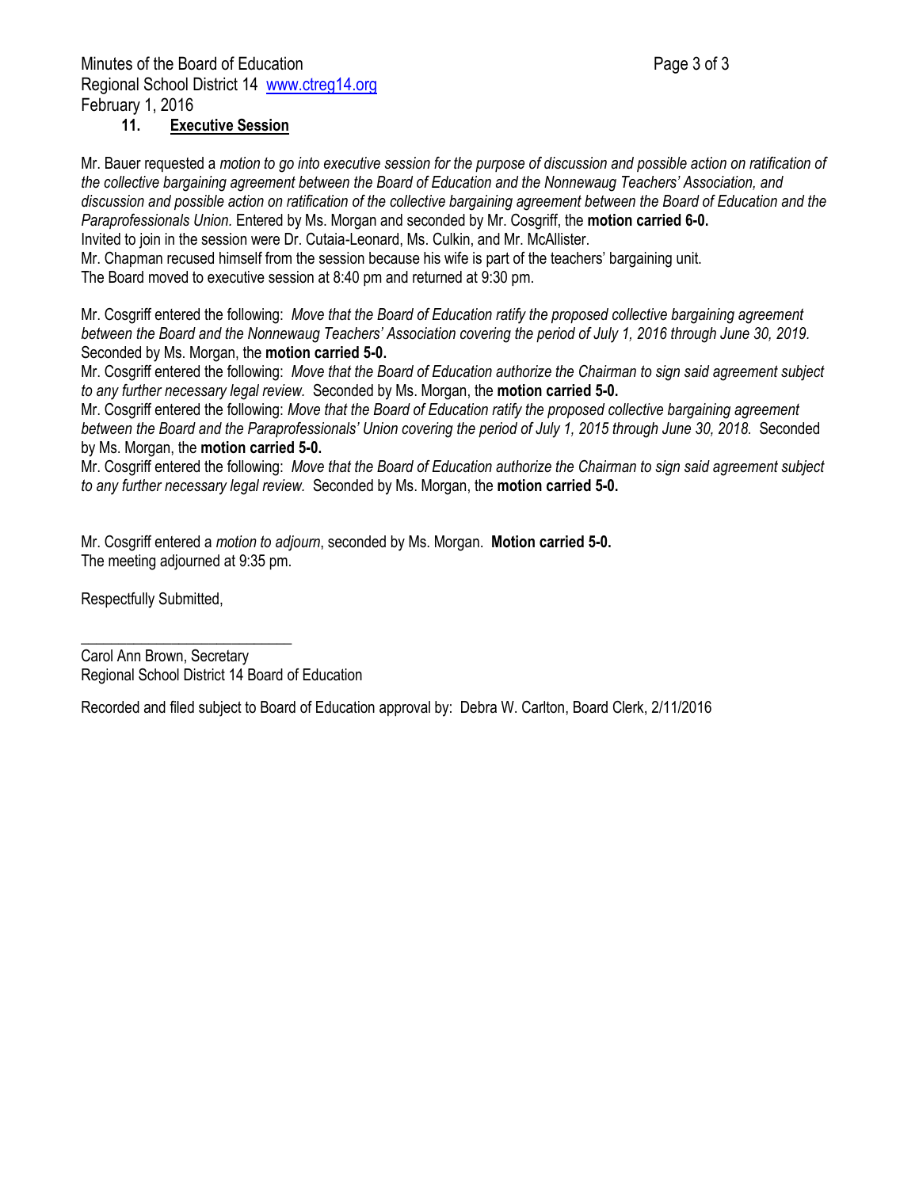### 11. Executive Session

Mr. Bauer requested a *motion to go into executive session for the purpose of discussion and possible action on ratification of the collective bargaining agreement between the Board of Education and the Nonnewaug Teachers' Association, and discussion and possible action on ratification of the collective bargaining agreement between the Board of Education and the Paraprofessionals Union.* Entered by Ms. Morgan and seconded by Mr. Cosgriff, the **motion carried 6-0.**
Invited to join in the session were Dr. Cutaia-Leonard, Ms. Culkin, and Mr. McAllister.
Mr. Chapman recused himself from the session because his wife is part of the teachers' bargaining unit.
The Board moved to executive session at 8:40 pm and returned at 9:30 pm.

Mr. Cosgriff entered the following: *Move that the Board of Education ratify the proposed collective bargaining agreement between the Board and the Nonnewaug Teachers' Association covering the period of July 1, 2016 through June 30, 2019.* Seconded by Ms. Morgan, the **motion carried 5-0.**
Mr. Cosgriff entered the following: *Move that the Board of Education authorize the Chairman to sign said agreement subject to any further necessary legal review.* Seconded by Ms. Morgan, the **motion carried 5-0.**
Mr. Cosgriff entered the following: *Move that the Board of Education ratify the proposed collective bargaining agreement between the Board and the Paraprofessionals' Union covering the period of July 1, 2015 through June 30, 2018.* Seconded by Ms. Morgan, the **motion carried 5-0.**
Mr. Cosgriff entered the following: *Move that the Board of Education authorize the Chairman to sign said agreement subject to any further necessary legal review.* Seconded by Ms. Morgan, the **motion carried 5-0.**

Mr. Cosgriff entered a *motion to adjourn*, seconded by Ms. Morgan. **Motion carried 5-0.**
The meeting adjourned at 9:35 pm.

Respectfully Submitted,

\_\_\_\_\_\_\_\_\_\_\_\_\_\_\_\_\_\_\_\_\_\_\_\_\_\_\_\_
Carol Ann Brown, Secretary
Regional School District 14 Board of Education

Recorded and filed subject to Board of Education approval by: Debra W. Carlton, Board Clerk, 2/11/2016